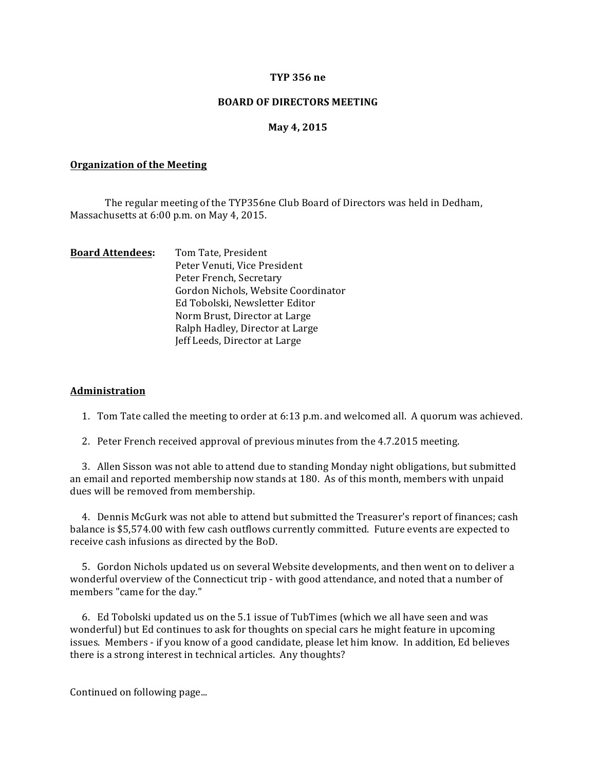**TYP 356 ne**

**BOARD OF DIRECTORS MEETING**

**May 4, 2015**

## Organization of the Meeting

The regular meeting of the TYP356ne Club Board of Directors was held in Dedham, Massachusetts at 6:00 p.m. on May 4, 2015.

**Board Attendees:**

Tom Tate, President
Peter Venuti, Vice President
Peter French, Secretary
Gordon Nichols, Website Coordinator
Ed Tobolski, Newsletter Editor
Norm Brust, Director at Large
Ralph Hadley, Director at Large
Jeff Leeds, Director at Large

## Administration

1. Tom Tate called the meeting to order at 6:13 p.m. and welcomed all. A quorum was achieved.

2. Peter French received approval of previous minutes from the 4.7.2015 meeting.

3. Allen Sisson was not able to attend due to standing Monday night obligations, but submitted an email and reported membership now stands at 180. As of this month, members with unpaid dues will be removed from membership.

4. Dennis McGurk was not able to attend but submitted the Treasurer's report of finances; cash balance is $5,574.00 with few cash outflows currently committed. Future events are expected to receive cash infusions as directed by the BoD.

5. Gordon Nichols updated us on several Website developments, and then went on to deliver a wonderful overview of the Connecticut trip - with good attendance, and noted that a number of members "came for the day."

6. Ed Tobolski updated us on the 5.1 issue of TubTimes (which we all have seen and was wonderful) but Ed continues to ask for thoughts on special cars he might feature in upcoming issues. Members - if you know of a good candidate, please let him know. In addition, Ed believes there is a strong interest in technical articles. Any thoughts?

Continued on following page...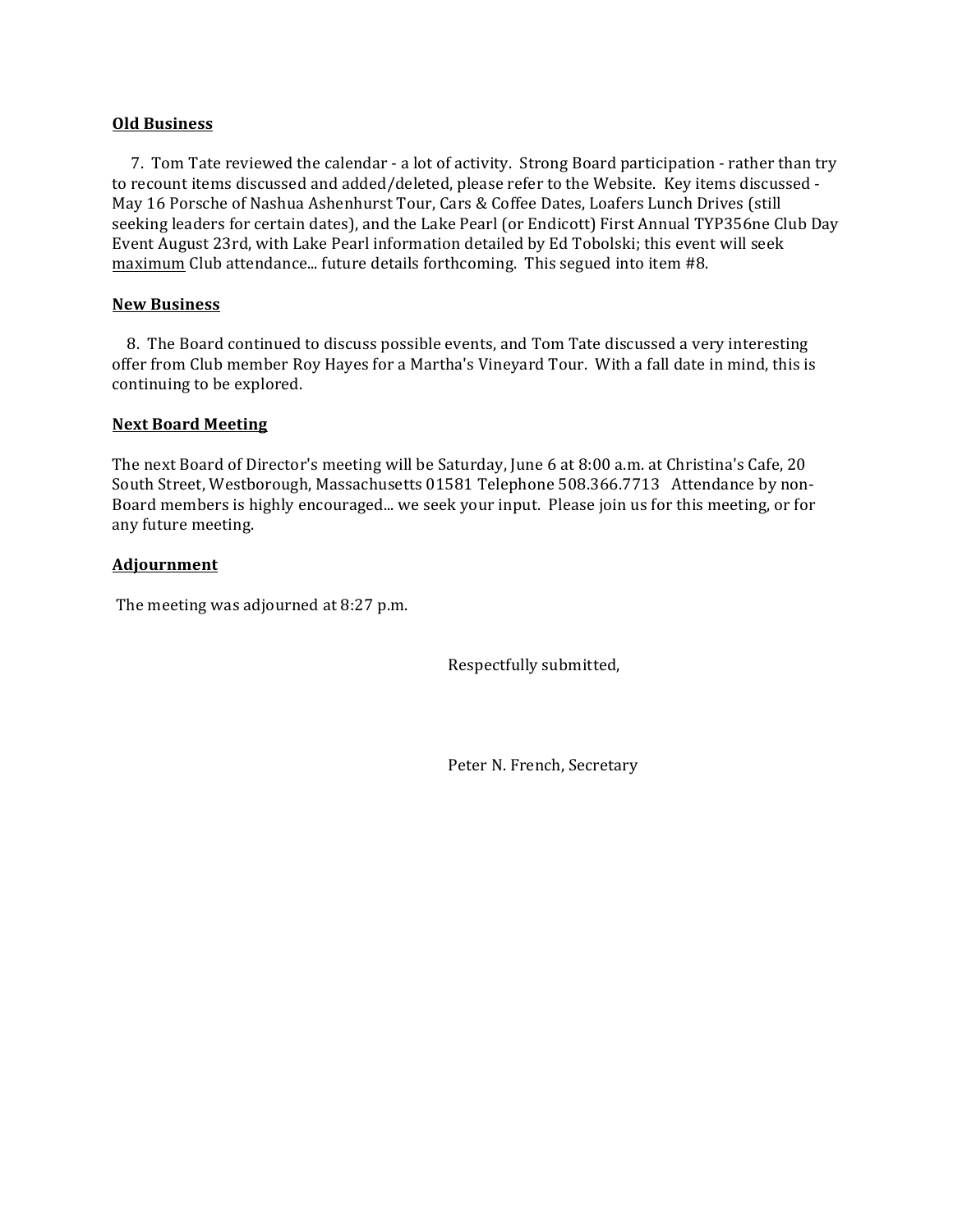**Old Business**

7. Tom Tate reviewed the calendar - a lot of activity. Strong Board participation - rather than try to recount items discussed and added/deleted, please refer to the Website. Key items discussed - May 16 Porsche of Nashua Ashenhurst Tour, Cars & Coffee Dates, Loafers Lunch Drives (still seeking leaders for certain dates), and the Lake Pearl (or Endicott) First Annual TYP356ne Club Day Event August 23rd, with Lake Pearl information detailed by Ed Tobolski; this event will seek <u>maximum</u> Club attendance... future details forthcoming. This segued into item #8.

**New Business**

8. The Board continued to discuss possible events, and Tom Tate discussed a very interesting offer from Club member Roy Hayes for a Martha's Vineyard Tour. With a fall date in mind, this is continuing to be explored.

**Next Board Meeting**

The next Board of Director's meeting will be Saturday, June 6 at 8:00 a.m. at Christina's Cafe, 20 South Street, Westborough, Massachusetts 01581 Telephone 508.366.7713 Attendance by non-Board members is highly encouraged... we seek your input. Please join us for this meeting, or for any future meeting.

**Adjournment**

The meeting was adjourned at 8:27 p.m.

Respectfully submitted,

Peter N. French, Secretary